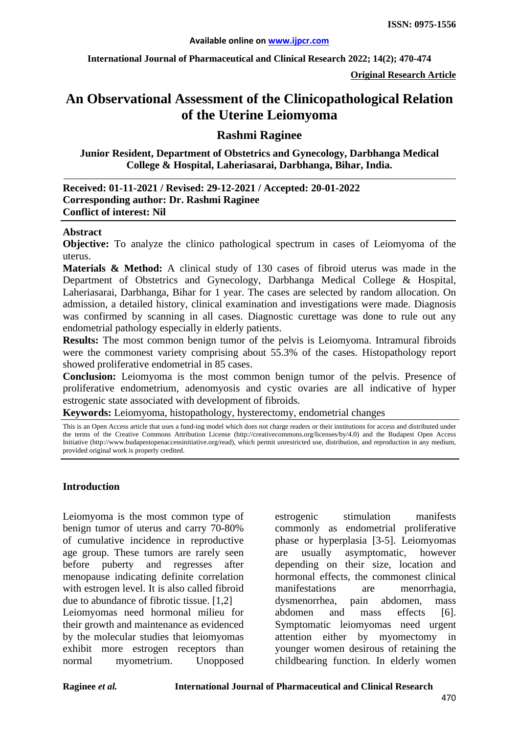**Original Research Article**

# An Observational Assessment of the Clinicopathological Relation of the Uterine Leiomyoma

## Rashmi Raginee

**Junior Resident, Department of Obstetrics and Gynecology, Darbhanga Medical College & Hospital, Laheriasarai, Darbhanga, Bihar, India.**

**Received: 01-11-2021 / Revised: 29-12-2021 / Accepted: 20-01-2022**
**Corresponding author: Dr. Rashmi Raginee**
**Conflict of interest: Nil**

### Abstract

**Objective:** To analyze the clinico pathological spectrum in cases of Leiomyoma of the uterus.

**Materials & Method:** A clinical study of 130 cases of fibroid uterus was made in the Department of Obstetrics and Gynecology, Darbhanga Medical College & Hospital, Laheriasarai, Darbhanga, Bihar for 1 year. The cases are selected by random allocation. On admission, a detailed history, clinical examination and investigations were made. Diagnosis was confirmed by scanning in all cases. Diagnostic curettage was done to rule out any endometrial pathology especially in elderly patients.

**Results:** The most common benign tumor of the pelvis is Leiomyoma. Intramural fibroids were the commonest variety comprising about 55.3% of the cases. Histopathology report showed proliferative endometrial in 85 cases.

**Conclusion:** Leiomyoma is the most common benign tumor of the pelvis. Presence of proliferative endometrium, adenomyosis and cystic ovaries are all indicative of hyper estrogenic state associated with development of fibroids.

**Keywords:** Leiomyoma, histopathology, hysterectomy, endometrial changes

This is an Open Access article that uses a fund-ing model which does not charge readers or their institutions for access and distributed under the terms of the Creative Commons Attribution License (http://creativecommons.org/licenses/by/4.0) and the Budapest Open Access Initiative (http://www.budapestopenaccessinitiative.org/read), which permit unrestricted use, distribution, and reproduction in any medium, provided original work is properly credited.

### Introduction

Leiomyoma is the most common type of benign tumor of uterus and carry 70-80% of cumulative incidence in reproductive age group. These tumors are rarely seen before puberty and regresses after menopause indicating definite correlation with estrogen level. It is also called fibroid due to abundance of fibrotic tissue. [1,2]

Leiomyomas need hormonal milieu for their growth and maintenance as evidenced by the molecular studies that leiomyomas exhibit more estrogen receptors than normal myometrium. Unopposed estrogenic stimulation manifests commonly as endometrial proliferative phase or hyperplasia [3-5]. Leiomyomas are usually asymptomatic, however depending on their size, location and hormonal effects, the commonest clinical manifestations are menorrhagia, dysmenorrhea, pain abdomen, mass abdomen and mass effects [6]. Symptomatic leiomyomas need urgent attention either by myomectomy in younger women desirous of retaining the childbearing function. In elderly women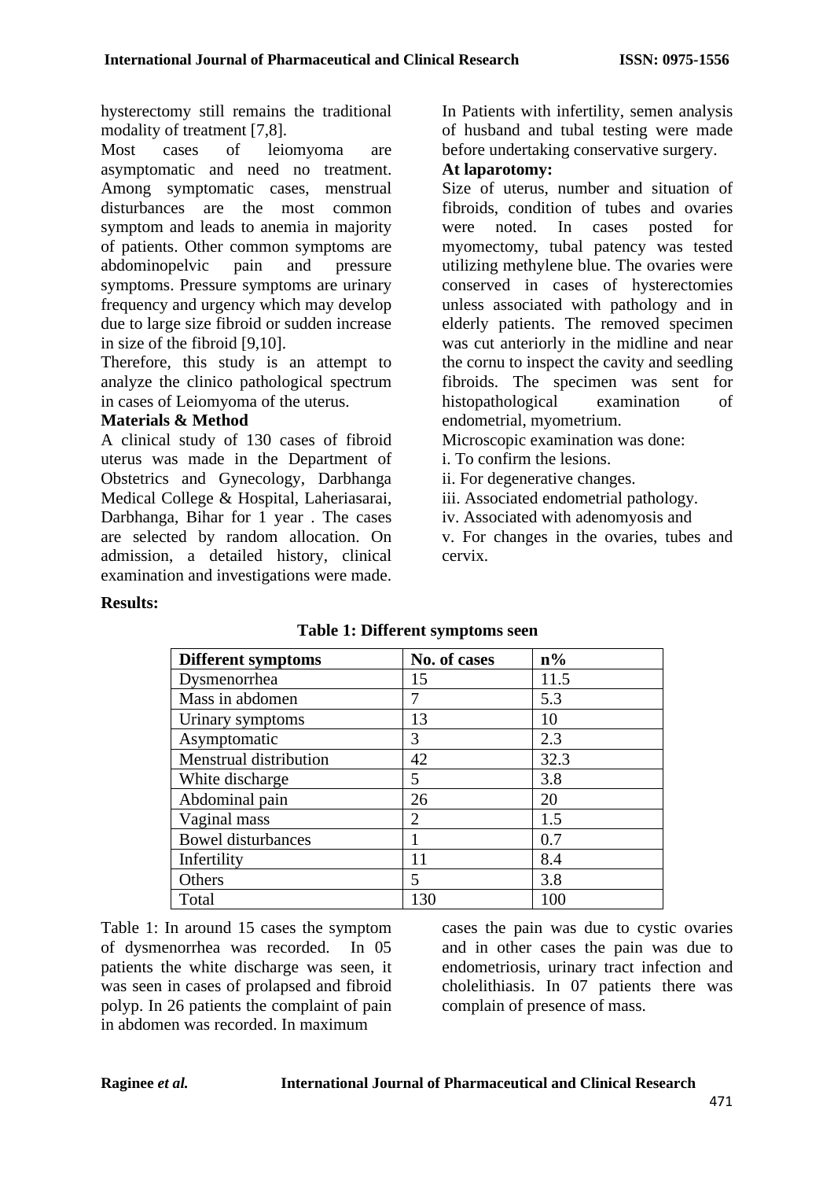hysterectomy still remains the traditional modality of treatment [7,8].

Most cases of leiomyoma are asymptomatic and need no treatment. Among symptomatic cases, menstrual disturbances are the most common symptom and leads to anemia in majority of patients. Other common symptoms are abdominopelvic pain and pressure symptoms. Pressure symptoms are urinary frequency and urgency which may develop due to large size fibroid or sudden increase in size of the fibroid [9,10].

Therefore, this study is an attempt to analyze the clinico pathological spectrum in cases of Leiomyoma of the uterus.

**Materials & Method**

A clinical study of 130 cases of fibroid uterus was made in the Department of Obstetrics and Gynecology, Darbhanga Medical College & Hospital, Laheriasarai, Darbhanga, Bihar for 1 year . The cases are selected by random allocation. On admission, a detailed history, clinical examination and investigations were made.

In Patients with infertility, semen analysis of husband and tubal testing were made before undertaking conservative surgery.

**At laparotomy:**

Size of uterus, number and situation of fibroids, condition of tubes and ovaries were noted. In cases posted for myomectomy, tubal patency was tested utilizing methylene blue. The ovaries were conserved in cases of hysterectomies unless associated with pathology and in elderly patients. The removed specimen was cut anteriorly in the midline and near the cornu to inspect the cavity and seedling fibroids. The specimen was sent for histopathological examination of endometrial, myometrium.

Microscopic examination was done:

i. To confirm the lesions.

ii. For degenerative changes.

iii. Associated endometrial pathology.

iv. Associated with adenomyosis and

v. For changes in the ovaries, tubes and cervix.

**Results:**

**Table 1: Different symptoms seen**

| Different symptoms | No. of cases | n% |
|---|---|---|
| Dysmenorrhea | 15 | 11.5 |
| Mass in abdomen | 7 | 5.3 |
| Urinary symptoms | 13 | 10 |
| Asymptomatic | 3 | 2.3 |
| Menstrual distribution | 42 | 32.3 |
| White discharge | 5 | 3.8 |
| Abdominal pain | 26 | 20 |
| Vaginal mass | 2 | 1.5 |
| Bowel disturbances | 1 | 0.7 |
| Infertility | 11 | 8.4 |
| Others | 5 | 3.8 |
| Total | 130 | 100 |

Table 1: In around 15 cases the symptom of dysmenorrhea was recorded. In 05 patients the white discharge was seen, it was seen in cases of prolapsed and fibroid polyp. In 26 patients the complaint of pain in abdomen was recorded. In maximum cases the pain was due to cystic ovaries and in other cases the pain was due to endometriosis, urinary tract infection and cholelithiasis. In 07 patients there was complain of presence of mass.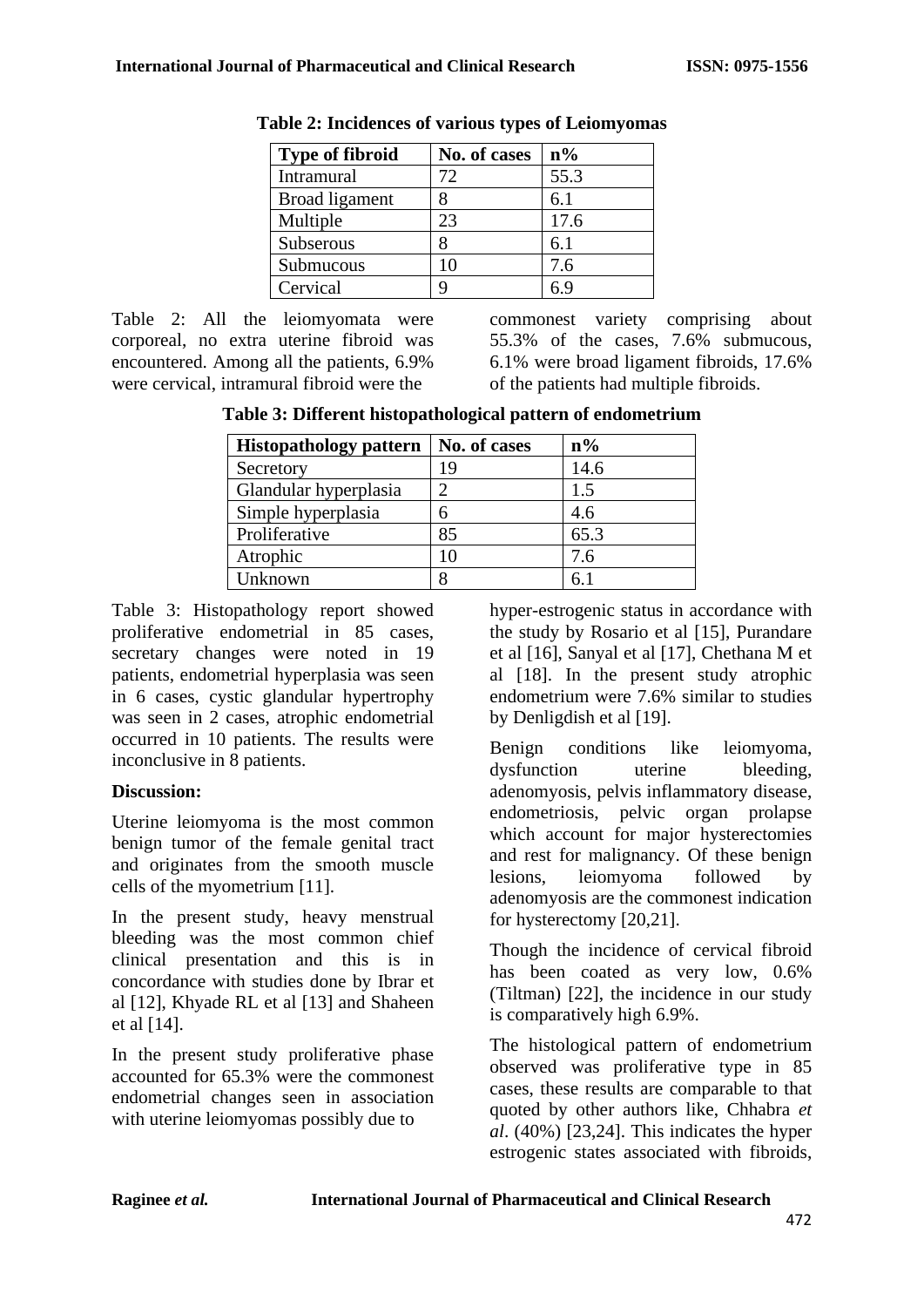**Table 2: Incidences of various types of Leiomyomas**

| Type of fibroid | No. of cases | n% |
|---|---|---|
| Intramural | 72 | 55.3 |
| Broad ligament | 8 | 6.1 |
| Multiple | 23 | 17.6 |
| Subserous | 8 | 6.1 |
| Submucous | 10 | 7.6 |
| Cervical | 9 | 6.9 |

Table 2: All the leiomyomata were corporeal, no extra uterine fibroid was encountered. Among all the patients, 6.9% were cervical, intramural fibroid were the commonest variety comprising about 55.3% of the cases, 7.6% submucous, 6.1% were broad ligament fibroids, 17.6% of the patients had multiple fibroids.

**Table 3: Different histopathological pattern of endometrium**

| Histopathology pattern | No. of cases | n% |
|---|---|---|
| Secretory | 19 | 14.6 |
| Glandular hyperplasia | 2 | 1.5 |
| Simple hyperplasia | 6 | 4.6 |
| Proliferative | 85 | 65.3 |
| Atrophic | 10 | 7.6 |
| Unknown | 8 | 6.1 |

Table 3: Histopathology report showed proliferative endometrial in 85 cases, secretary changes were noted in 19 patients, endometrial hyperplasia was seen in 6 cases, cystic glandular hypertrophy was seen in 2 cases, atrophic endometrial occurred in 10 patients. The results were inconclusive in 8 patients.

**Discussion:**

Uterine leiomyoma is the most common benign tumor of the female genital tract and originates from the smooth muscle cells of the myometrium [11].

In the present study, heavy menstrual bleeding was the most common chief clinical presentation and this is in concordance with studies done by Ibrar et al [12], Khyade RL et al [13] and Shaheen et al [14].

In the present study proliferative phase accounted for 65.3% were the commonest endometrial changes seen in association with uterine leiomyomas possibly due to hyper-estrogenic status in accordance with the study by Rosario et al [15], Purandare et al [16], Sanyal et al [17], Chethana M et al [18]. In the present study atrophic endometrium were 7.6% similar to studies by Denligdish et al [19].

Benign conditions like leiomyoma, dysfunction uterine bleeding, adenomyosis, pelvis inflammatory disease, endometriosis, pelvic organ prolapse which account for major hysterectomies and rest for malignancy. Of these benign lesions, leiomyoma followed by adenomyosis are the commonest indication for hysterectomy [20,21].

Though the incidence of cervical fibroid has been coated as very low, 0.6% (Tiltman) [22], the incidence in our study is comparatively high 6.9%.

The histological pattern of endometrium observed was proliferative type in 85 cases, these results are comparable to that quoted by other authors like, Chhabra *et al*. (40%) [23,24]. This indicates the hyper estrogenic states associated with fibroids,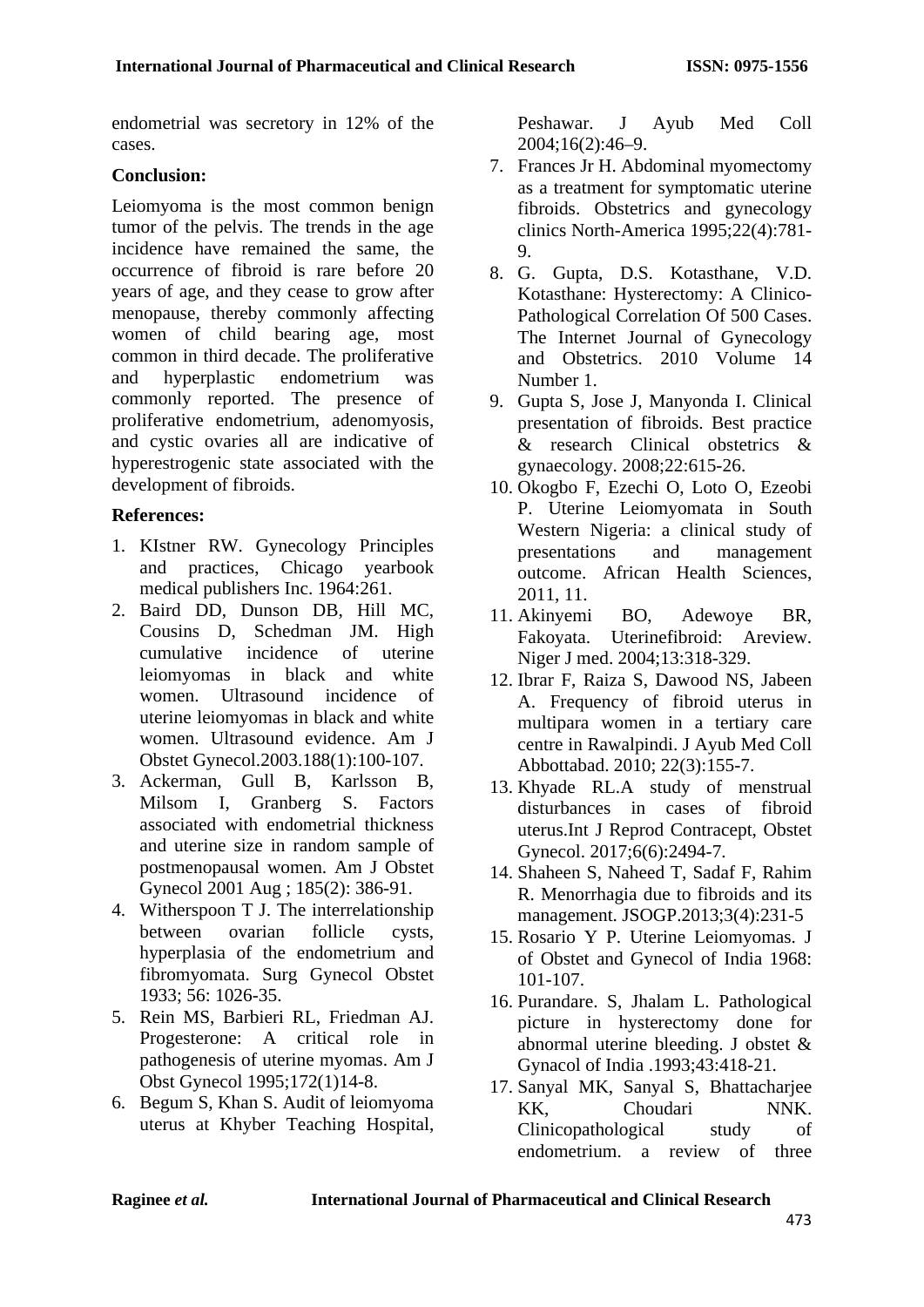endometrial was secretory in 12% of the cases.

**Conclusion:**

Leiomyoma is the most common benign tumor of the pelvis. The trends in the age incidence have remained the same, the occurrence of fibroid is rare before 20 years of age, and they cease to grow after menopause, thereby commonly affecting women of child bearing age, most common in third decade. The proliferative and hyperplastic endometrium was commonly reported. The presence of proliferative endometrium, adenomyosis, and cystic ovaries all are indicative of hyperestrogenic state associated with the development of fibroids.

**References:**

1. KIstner RW. Gynecology Principles and practices, Chicago yearbook medical publishers Inc. 1964:261.
2. Baird DD, Dunson DB, Hill MC, Cousins D, Schedman JM. High cumulative incidence of uterine leiomyomas in black and white women. Ultrasound incidence of uterine leiomyomas in black and white women. Ultrasound evidence. Am J Obstet Gynecol.2003.188(1):100-107.
3. Ackerman, Gull B, Karlsson B, Milsom I, Granberg S. Factors associated with endometrial thickness and uterine size in random sample of postmenopausal women. Am J Obstet Gynecol 2001 Aug ; 185(2): 386-91.
4. Witherspoon T J. The interrelationship between ovarian follicle cysts, hyperplasia of the endometrium and fibromyomata. Surg Gynecol Obstet 1933; 56: 1026-35.
5. Rein MS, Barbieri RL, Friedman AJ. Progesterone: A critical role in pathogenesis of uterine myomas. Am J Obst Gynecol 1995;172(1)14-8.
6. Begum S, Khan S. Audit of leiomyoma uterus at Khyber Teaching Hospital, Peshawar. J Ayub Med Coll 2004;16(2):46–9.
7. Frances Jr H. Abdominal myomectomy as a treatment for symptomatic uterine fibroids. Obstetrics and gynecology clinics North-America 1995;22(4):781-9.
8. G. Gupta, D.S. Kotasthane, V.D. Kotasthane: Hysterectomy: A Clinico-Pathological Correlation Of 500 Cases. The Internet Journal of Gynecology and Obstetrics. 2010 Volume 14 Number 1.
9. Gupta S, Jose J, Manyonda I. Clinical presentation of fibroids. Best practice & research Clinical obstetrics & gynaecology. 2008;22:615-26.
10. Okogbo F, Ezechi O, Loto O, Ezeobi P. Uterine Leiomyomata in South Western Nigeria: a clinical study of presentations and management outcome. African Health Sciences, 2011, 11.
11. Akinyemi BO, Adewoye BR, Fakoyata. Uterinefibroid: Areview. Niger J med. 2004;13:318-329.
12. Ibrar F, Raiza S, Dawood NS, Jabeen A. Frequency of fibroid uterus in multipara women in a tertiary care centre in Rawalpindi. J Ayub Med Coll Abbottabad. 2010; 22(3):155-7.
13. Khyade RL.A study of menstrual disturbances in cases of fibroid uterus.Int J Reprod Contracept, Obstet Gynecol. 2017;6(6):2494-7.
14. Shaheen S, Naheed T, Sadaf F, Rahim R. Menorrhagia due to fibroids and its management. JSOGP.2013;3(4):231-5
15. Rosario Y P. Uterine Leiomyomas. J of Obstet and Gynecol of India 1968: 101-107.
16. Purandare. S, Jhalam L. Pathological picture in hysterectomy done for abnormal uterine bleeding. J obstet & Gynacol of India .1993;43:418-21.
17. Sanyal MK, Sanyal S, Bhattacharjee KK, Choudari NNK. Clinicopathological study of endometrium. a review of three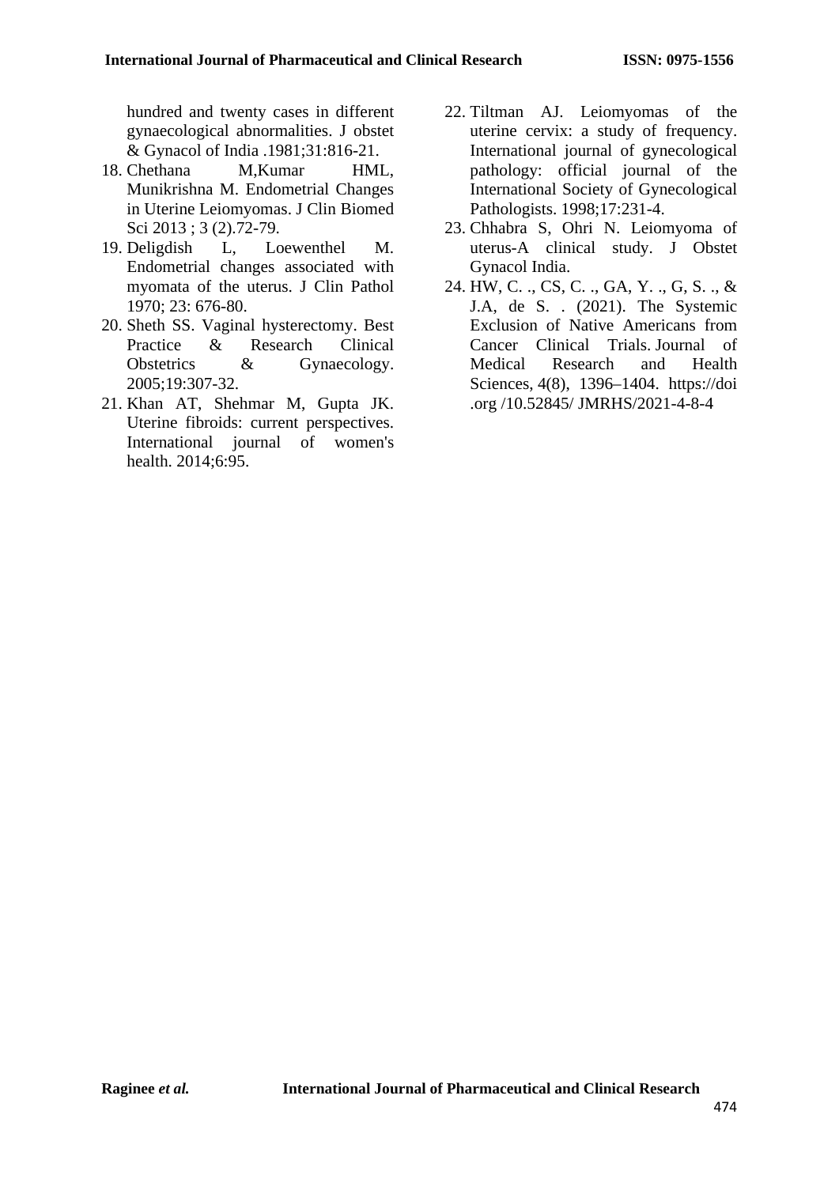hundred and twenty cases in different gynaecological abnormalities. J obstet & Gynacol of India .1981;31:816-21.

18. Chethana M,Kumar HML, Munikrishna M. Endometrial Changes in Uterine Leiomyomas. J Clin Biomed Sci 2013 ; 3 (2).72-79.
19. Deligdish L, Loewenthel M. Endometrial changes associated with myomata of the uterus. J Clin Pathol 1970; 23: 676-80.
20. Sheth SS. Vaginal hysterectomy. Best Practice & Research Clinical Obstetrics & Gynaecology. 2005;19:307-32.
21. Khan AT, Shehmar M, Gupta JK. Uterine fibroids: current perspectives. International journal of women's health. 2014;6:95.
22. Tiltman AJ. Leiomyomas of the uterine cervix: a study of frequency. International journal of gynecological pathology: official journal of the International Society of Gynecological Pathologists. 1998;17:231-4.
23. Chhabra S, Ohri N. Leiomyoma of uterus-A clinical study. J Obstet Gynacol India.
24. HW, C. ., CS, C. ., GA, Y. ., G, S. ., & J.A, de S. . (2021). The Systemic Exclusion of Native Americans from Cancer Clinical Trials. Journal of Medical Research and Health Sciences, 4(8), 1396–1404. https://doi .org /10.52845/ JMRHS/2021-4-8-4